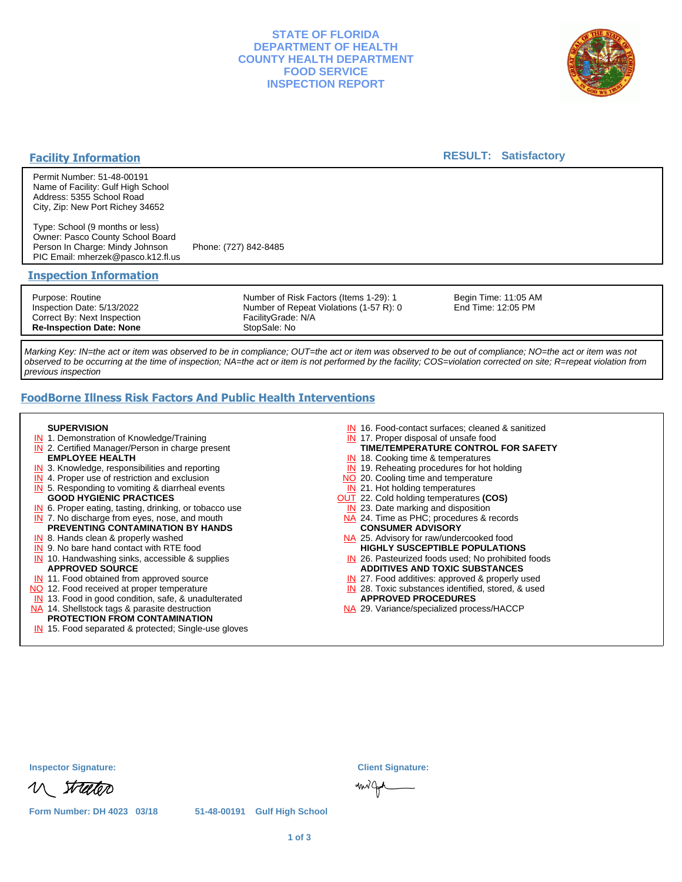# STATE OF FLORIDA
# DEPARTMENT OF HEALTH
# COUNTY HEALTH DEPARTMENT
# FOOD SERVICE
# INSPECTION REPORT

## Facility Information

**RESULT: Satisfactory**

Permit Number: 51-48-00191
Name of Facility: Gulf High School
Address: 5355 School Road
City, Zip: New Port Richey 34652

Type: School (9 months or less)
Owner: Pasco County School Board
Person In Charge: Mindy Johnson    Phone: (727) 842-8485
PIC Email: mherzek@pasco.k12.fl.us

## Inspection Information

| | | |
|---|---|---|
| Purpose: Routine | Number of Risk Factors (Items 1-29): 1 | Begin Time: 11:05 AM |
| Inspection Date: 5/13/2022 | Number of Repeat Violations (1-57 R): 0 | End Time: 12:05 PM |
| Correct By: Next Inspection | FacilityGrade: N/A | |
| **Re-Inspection Date: None** | StopSale: No | |

*Marking Key: IN=the act or item was observed to be in compliance; OUT=the act or item was observed to be out of compliance; NO=the act or item was not observed to be occurring at the time of inspection; NA=the act or item is not performed by the facility; COS=violation corrected on site; R=repeat violation from previous inspection*

## FoodBorne Illness Risk Factors And Public Health Interventions

**SUPERVISION**
- IN 1. Demonstration of Knowledge/Training
- IN 2. Certified Manager/Person in charge present

**EMPLOYEE HEALTH**
- IN 3. Knowledge, responsibilities and reporting
- IN 4. Proper use of restriction and exclusion
- IN 5. Responding to vomiting & diarrheal events

**GOOD HYGIENIC PRACTICES**
- IN 6. Proper eating, tasting, drinking, or tobacco use
- IN 7. No discharge from eyes, nose, and mouth

**PREVENTING CONTAMINATION BY HANDS**
- IN 8. Hands clean & properly washed
- IN 9. No bare hand contact with RTE food
- IN 10. Handwashing sinks, accessible & supplies

**APPROVED SOURCE**
- IN 11. Food obtained from approved source
- NO 12. Food received at proper temperature
- IN 13. Food in good condition, safe, & unadulterated
- NA 14. Shellstock tags & parasite destruction

**PROTECTION FROM CONTAMINATION**
- IN 15. Food separated & protected; Single-use gloves
- IN 16. Food-contact surfaces; cleaned & sanitized
- IN 17. Proper disposal of unsafe food

**TIME/TEMPERATURE CONTROL FOR SAFETY**
- IN 18. Cooking time & temperatures
- IN 19. Reheating procedures for hot holding
- NO 20. Cooling time and temperature
- IN 21. Hot holding temperatures
- OUT 22. Cold holding temperatures **(COS)**
- IN 23. Date marking and disposition
- NA 24. Time as PHC; procedures & records

**CONSUMER ADVISORY**
- NA 25. Advisory for raw/undercooked food

**HIGHLY SUSCEPTIBLE POPULATIONS**
- IN 26. Pasteurized foods used; No prohibited foods

**ADDITIVES AND TOXIC SUBSTANCES**
- IN 27. Food additives: approved & properly used
- IN 28. Toxic substances identified, stored, & used

**APPROVED PROCEDURES**
- NA 29. Variance/specialized process/HACCP

**Inspector Signature:**

**Client Signature:**

Form Number: DH 4023 03/18    51-48-00191 Gulf High School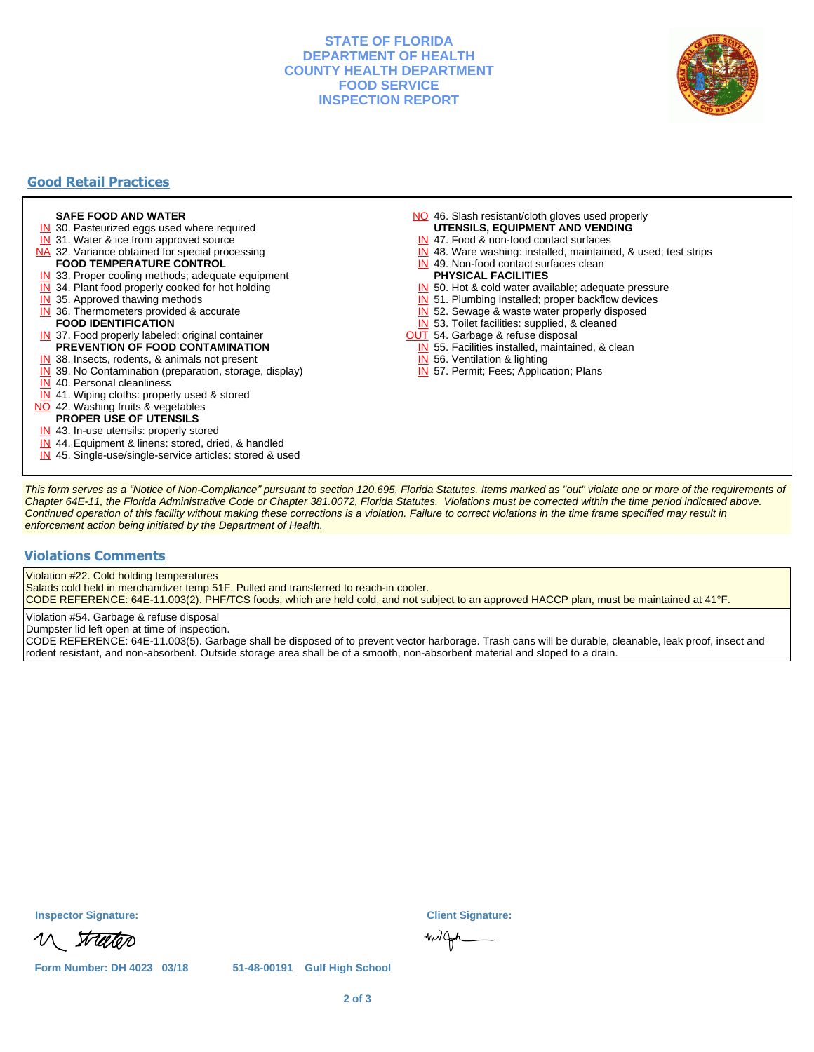STATE OF FLORIDA
DEPARTMENT OF HEALTH
COUNTY HEALTH DEPARTMENT
FOOD SERVICE
INSPECTION REPORT

## Good Retail Practices

**SAFE FOOD AND WATER**

- IN 30. Pasteurized eggs used where required
- IN 31. Water & ice from approved source
- NA 32. Variance obtained for special processing

**FOOD TEMPERATURE CONTROL**

- IN 33. Proper cooling methods; adequate equipment
- IN 34. Plant food properly cooked for hot holding
- IN 35. Approved thawing methods
- IN 36. Thermometers provided & accurate

**FOOD IDENTIFICATION**

- IN 37. Food properly labeled; original container

**PREVENTION OF FOOD CONTAMINATION**

- IN 38. Insects, rodents, & animals not present
- IN 39. No Contamination (preparation, storage, display)
- IN 40. Personal cleanliness
- IN 41. Wiping cloths: properly used & stored
- NO 42. Washing fruits & vegetables

**PROPER USE OF UTENSILS**

- IN 43. In-use utensils: properly stored
- IN 44. Equipment & linens: stored, dried, & handled
- IN 45. Single-use/single-service articles: stored & used
- NO 46. Slash resistant/cloth gloves used properly

**UTENSILS, EQUIPMENT AND VENDING**

- IN 47. Food & non-food contact surfaces
- IN 48. Ware washing: installed, maintained, & used; test strips
- IN 49. Non-food contact surfaces clean

**PHYSICAL FACILITIES**

- IN 50. Hot & cold water available; adequate pressure
- IN 51. Plumbing installed; proper backflow devices
- IN 52. Sewage & waste water properly disposed
- IN 53. Toilet facilities: supplied, & cleaned
- OUT 54. Garbage & refuse disposal
- IN 55. Facilities installed, maintained, & clean
- IN 56. Ventilation & lighting
- IN 57. Permit; Fees; Application; Plans

*This form serves as a "Notice of Non-Compliance" pursuant to section 120.695, Florida Statutes. Items marked as "out" violate one or more of the requirements of Chapter 64E-11, the Florida Administrative Code or Chapter 381.0072, Florida Statutes. Violations must be corrected within the time period indicated above. Continued operation of this facility without making these corrections is a violation. Failure to correct violations in the time frame specified may result in enforcement action being initiated by the Department of Health.*

## Violations Comments

Violation #22. Cold holding temperatures
Salads cold held in merchandizer temp 51F. Pulled and transferred to reach-in cooler.
CODE REFERENCE: 64E-11.003(2). PHF/TCS foods, which are held cold, and not subject to an approved HACCP plan, must be maintained at 41°F.

Violation #54. Garbage & refuse disposal
Dumpster lid left open at time of inspection.
CODE REFERENCE: 64E-11.003(5). Garbage shall be disposed of to prevent vector harborage. Trash cans will be durable, cleanable, leak proof, insect and rodent resistant, and non-absorbent. Outside storage area shall be of a smooth, non-absorbent material and sloped to a drain.

**Inspector Signature:**

**Client Signature:**

Form Number: DH 4023 03/18 51-48-00191 Gulf High School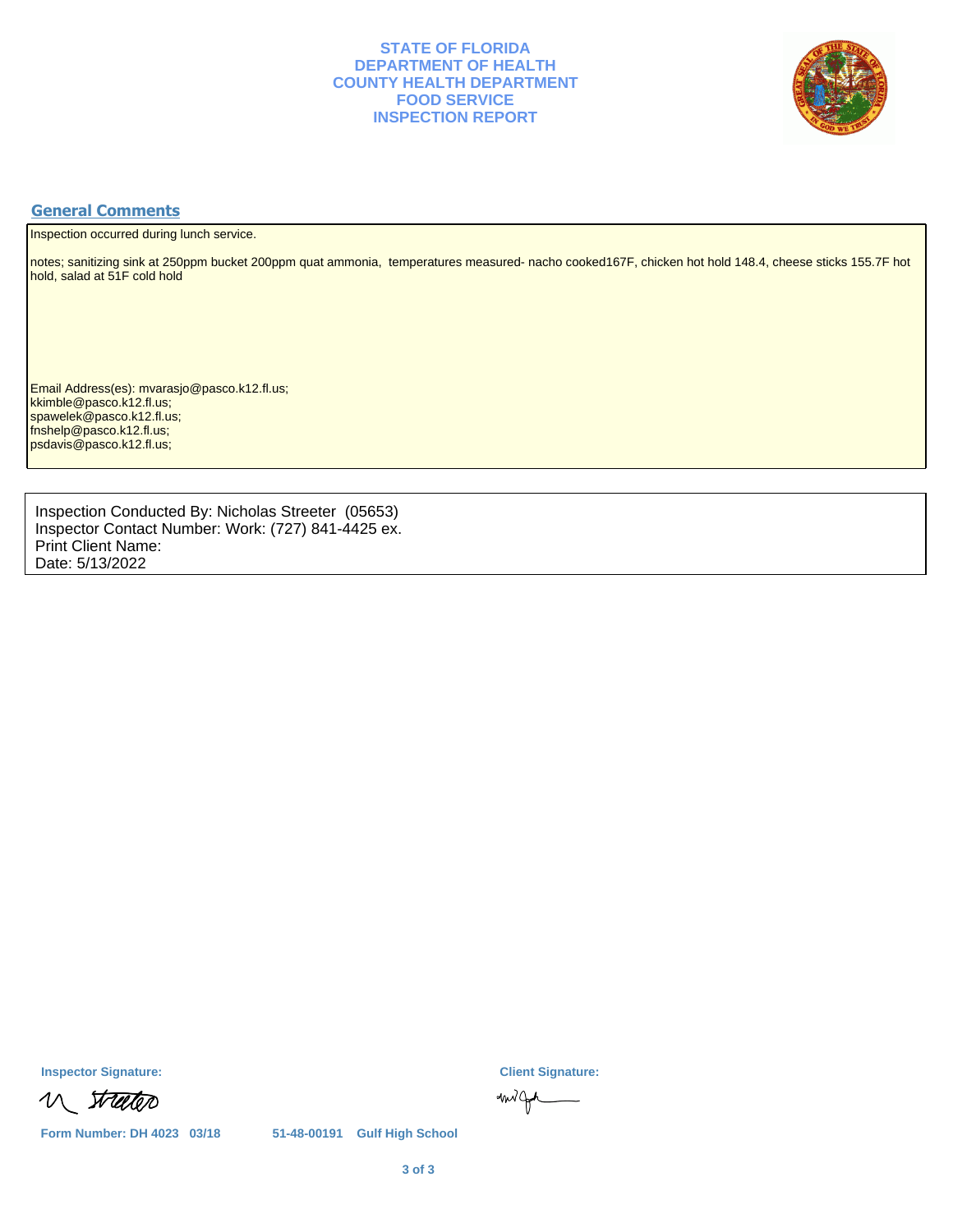STATE OF FLORIDA
DEPARTMENT OF HEALTH
COUNTY HEALTH DEPARTMENT
FOOD SERVICE
INSPECTION REPORT

## General Comments

Inspection occurred during lunch service.

notes; sanitizing sink at 250ppm bucket 200ppm quat ammonia, temperatures measured- nacho cooked167F, chicken hot hold 148.4, cheese sticks 155.7F hot hold, salad at 51F cold hold

Email Address(es): mvarasjo@pasco.k12.fl.us;
kkimble@pasco.k12.fl.us;
spawelek@pasco.k12.fl.us;
fnshelp@pasco.k12.fl.us;
psdavis@pasco.k12.fl.us;

Inspection Conducted By: Nicholas Streeter (05653)
Inspector Contact Number: Work: (727) 841-4425 ex.
Print Client Name:
Date: 5/13/2022

**Inspector Signature:**

**Client Signature:**

**Form Number: DH 4023 03/18** 51-48-00191 Gulf High School